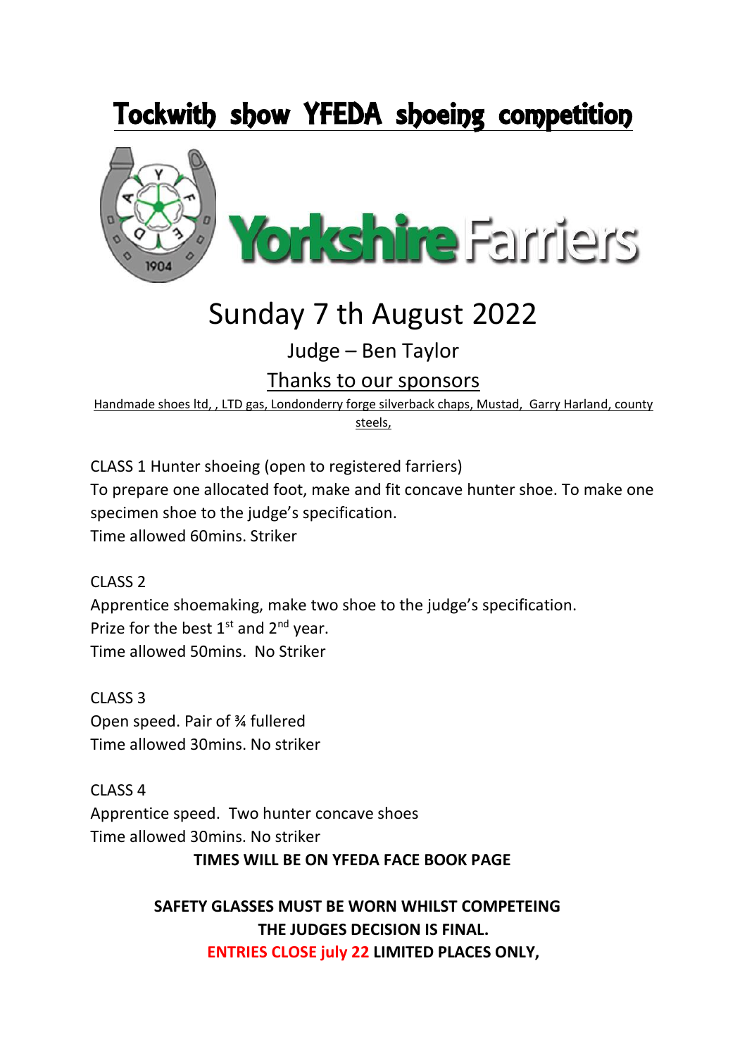# Tockwith show YFEDA shoeing competition

Yorkshire Farriers

## Sunday 7 th August 2022

Judge – Ben Taylor

Thanks to our sponsors

Handmade shoes ltd, , LTD gas, Londonderry forge silverback chaps, Mustad, Garry Harland, county steels,

CLASS 1 Hunter shoeing (open to registered farriers)
To prepare one allocated foot, make and fit concave hunter shoe. To make one specimen shoe to the judge's specification.
Time allowed 60mins. Striker

CLASS 2
Apprentice shoemaking, make two shoe to the judge's specification.
Prize for the best 1st and 2nd year.
Time allowed 50mins. No Striker

CLASS 3
Open speed. Pair of ¾ fullered
Time allowed 30mins. No striker

CLASS 4
Apprentice speed. Two hunter concave shoes
Time allowed 30mins. No striker

**TIMES WILL BE ON YFEDA FACE BOOK PAGE**

**SAFETY GLASSES MUST BE WORN WHILST COMPETEING**

**THE JUDGES DECISION IS FINAL.**

**ENTRIES CLOSE july 22 LIMITED PLACES ONLY,**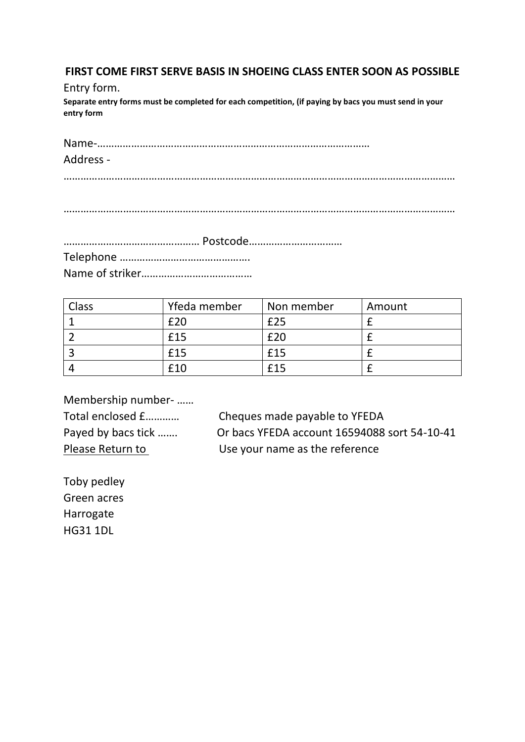**FIRST COME FIRST SERVE BASIS IN SHOEING CLASS ENTER SOON AS POSSIBLE**

Entry form.

**Separate entry forms must be completed for each competition, (if paying by bacs you must send in your entry form**

Name-……………………………………………………………………………………

Address -

……………………………………………………………………………………………………………………

……………………………………………………………………………………………………………………

………………………………………… Postcode……………………………

Telephone ……………………………………….

Name of striker…………………………………

| Class | Yfeda member | Non member | Amount |
|---|---|---|---|
| 1 | £20 | £25 | £ |
| 2 | £15 | £20 | £ |
| 3 | £15 | £15 | £ |
| 4 | £10 | £15 | £ |

Membership number- ……

Total enclosed £…………

Payed by bacs tick …….

<u>Please Return to</u>

Cheques made payable to YFEDA

Or bacs YFEDA account 16594088 sort 54-10-41

Use your name as the reference

Toby pedley
Green acres
Harrogate
HG31 1DL